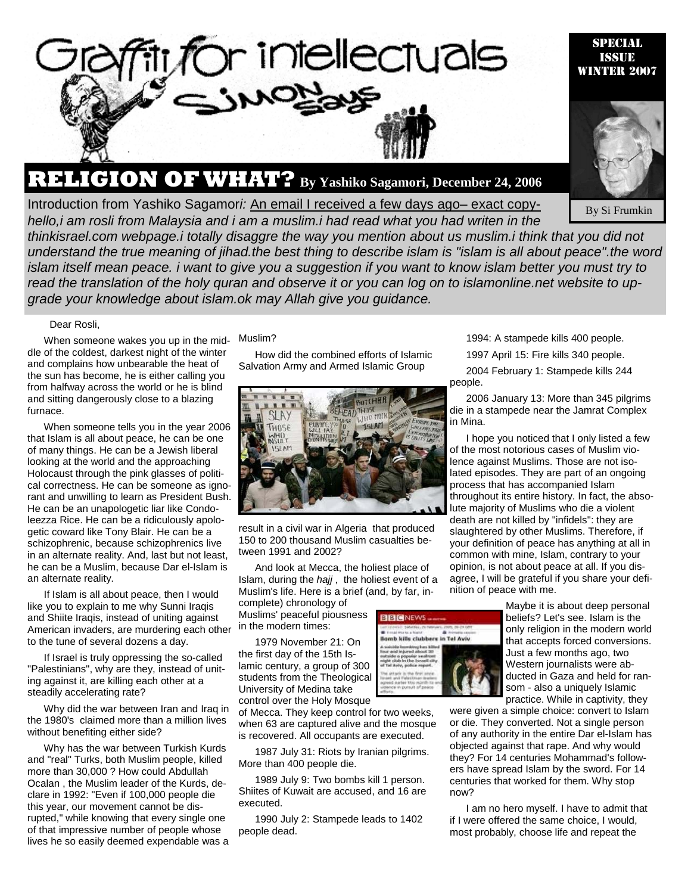# Graffiti for intellectuals

## Simon Says

SPECIAL ISSUE WINTER 2007

By Si Frumkin

## RELIGION OF WHAT? By Yashiko Sagamori, December 24, 2006

Introduction from Yashiko Sagamori*:* An email I received a few days ago– exact copy-

*hello,i am rosli from Malaysia and i am a muslim.i had read what you had writen in the thinkisrael.com webpage.i totally disaggre the way you mention about us muslim.i think that you did not understand the true meaning of jihad.the best thing to describe islam is "islam is all about peace".the word islam itself mean peace. i want to give you a suggestion if you want to know islam better you must try to read the translation of the holy quran and observe it or you can log on to islamonline.net website to upgrade your knowledge about islam.ok may Allah give you guidance.*

Dear Rosli,

When someone wakes you up in the middle of the coldest, darkest night of the winter and complains how unbearable the heat of the sun has become, he is either calling you from halfway across the world or he is blind and sitting dangerously close to a blazing furnace.

When someone tells you in the year 2006 that Islam is all about peace, he can be one of many things. He can be a Jewish liberal looking at the world and the approaching Holocaust through the pink glasses of political correctness. He can be someone as ignorant and unwilling to learn as President Bush. He can be an unapologetic liar like Condoleezza Rice. He can be a ridiculously apologetic coward like Tony Blair. He can be a schizophrenic, because schizophrenics live in an alternate reality. And, last but not least, he can be a Muslim, because Dar el-Islam is an alternate reality.

If Islam is all about peace, then I would like you to explain to me why Sunni Iraqis and Shiite Iraqis, instead of uniting against American invaders, are murdering each other to the tune of several dozens a day.

If Israel is truly oppressing the so-called "Palestinians", why are they, instead of uniting against it, are killing each other at a steadily accelerating rate?

Why did the war between Iran and Iraq in the 1980's claimed more than a million lives without benefiting either side?

Why has the war between Turkish Kurds and "real" Turks, both Muslim people, killed more than 30,000 ? How could Abdullah Ocalan , the Muslim leader of the Kurds, declare in 1992: "Even if 100,000 people die this year, our movement cannot be disrupted," while knowing that every single one of that impressive number of people whose lives he so easily deemed expendable was a Muslim?

How did the combined efforts of Islamic Salvation Army and Armed Islamic Group result in a civil war in Algeria that produced 150 to 200 thousand Muslim casualties between 1991 and 2002?

And look at Mecca, the holiest place of Islam, during the *hajj* , the holiest event of a Muslim's life. Here is a brief (and, by far, incomplete) chronology of Muslims' peaceful piousness in the modern times:

1979 November 21: On the first day of the 15th Islamic century, a group of 300 students from the Theological University of Medina take control over the Holy Mosque of Mecca. They keep control for two weeks, when 63 are captured alive and the mosque is recovered. All occupants are executed.

1987 July 31: Riots by Iranian pilgrims. More than 400 people die.

1989 July 9: Two bombs kill 1 person. Shiites of Kuwait are accused, and 16 are executed.

1990 July 2: Stampede leads to 1402 people dead.

1994: A stampede kills 400 people.

1997 April 15: Fire kills 340 people.

2004 February 1: Stampede kills 244 people.

2006 January 13: More than 345 pilgrims die in a stampede near the Jamrat Complex in Mina.

I hope you noticed that I only listed a few of the most notorious cases of Muslim violence against Muslims. Those are not isolated episodes. They are part of an ongoing process that has accompanied Islam throughout its entire history. In fact, the absolute majority of Muslims who die a violent death are not killed by "infidels": they are slaughtered by other Muslims. Therefore, if your definition of peace has anything at all in common with mine, Islam, contrary to your opinion, is not about peace at all. If you disagree, I will be grateful if you share your definition of peace with me.

Maybe it is about deep personal beliefs? Let's see. Islam is the only religion in the modern world that accepts forced conversions. Just a few months ago, two Western journalists were abducted in Gaza and held for ransom - also a uniquely Islamic practice. While in captivity, they were given a simple choice: convert to Islam or die. They converted. Not a single person of any authority in the entire Dar el-Islam has objected against that rape. And why would they? For 14 centuries Mohammad's followers have spread Islam by the sword. For 14 centuries that worked for them. Why stop now?

I am no hero myself. I have to admit that if I were offered the same choice, I would, most probably, choose life and repeat the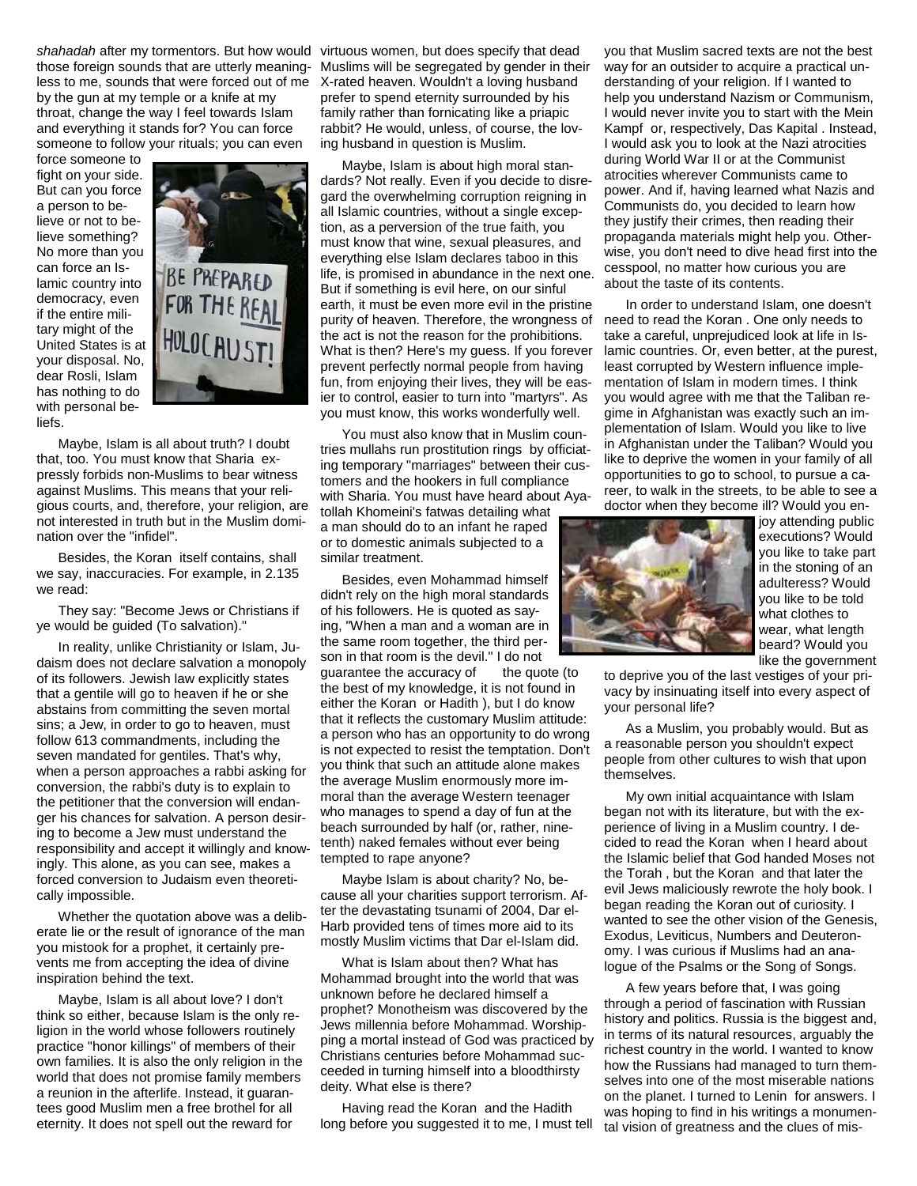*shahadah* after my tormentors. But how would those foreign sounds that are utterly meaningless to me, sounds that were forced out of me by the gun at my temple or a knife at my throat, change the way I feel towards Islam and everything it stands for? You can force someone to follow your rituals; you can even force someone to fight on your side. But can you force a person to believe or not to believe something? No more than you can force an Islamic country into democracy, even if the entire military might of the United States is at your disposal. No, dear Rosli, Islam has nothing to do with personal beliefs.

Maybe, Islam is all about truth? I doubt that, too. You must know that Sharia expressly forbids non-Muslims to bear witness against Muslims. This means that your religious courts, and, therefore, your religion, are not interested in truth but in the Muslim domination over the "infidel".

Besides, the Koran itself contains, shall we say, inaccuracies. For example, in 2.135 we read:

They say: "Become Jews or Christians if ye would be guided (To salvation)."

In reality, unlike Christianity or Islam, Judaism does not declare salvation a monopoly of its followers. Jewish law explicitly states that a gentile will go to heaven if he or she abstains from committing the seven mortal sins; a Jew, in order to go to heaven, must follow 613 commandments, including the seven mandated for gentiles. That's why, when a person approaches a rabbi asking for conversion, the rabbi's duty is to explain to the petitioner that the conversion will endanger his chances for salvation. A person desiring to become a Jew must understand the responsibility and accept it willingly and knowingly. This alone, as you can see, makes a forced conversion to Judaism even theoretically impossible.

Whether the quotation above was a deliberate lie or the result of ignorance of the man you mistook for a prophet, it certainly prevents me from accepting the idea of divine inspiration behind the text.

Maybe, Islam is all about love? I don't think so either, because Islam is the only religion in the world whose followers routinely practice "honor killings" of members of their own families. It is also the only religion in the world that does not promise family members a reunion in the afterlife. Instead, it guarantees good Muslim men a free brothel for all eternity. It does not spell out the reward for virtuous women, but does specify that dead Muslims will be segregated by gender in their X-rated heaven. Wouldn't a loving husband prefer to spend eternity surrounded by his family rather than fornicating like a priapic rabbit? He would, unless, of course, the loving husband in question is Muslim.

Maybe, Islam is about high moral standards? Not really. Even if you decide to disregard the overwhelming corruption reigning in all Islamic countries, without a single exception, as a perversion of the true faith, you must know that wine, sexual pleasures, and everything else Islam declares taboo in this life, is promised in abundance in the next one. But if something is evil here, on our sinful earth, it must be even more evil in the pristine purity of heaven. Therefore, the wrongness of the act is not the reason for the prohibitions. What is then? Here's my guess. If you forever prevent perfectly normal people from having fun, from enjoying their lives, they will be easier to control, easier to turn into "martyrs". As you must know, this works wonderfully well.

You must also know that in Muslim countries mullahs run prostitution rings by officiating temporary "marriages" between their customers and the hookers in full compliance with Sharia. You must have heard about Ayatollah Khomeini's fatwas detailing what a man should do to an infant he raped or to domestic animals subjected to a similar treatment.

Besides, even Mohammad himself didn't rely on the high moral standards of his followers. He is quoted as saying, "When a man and a woman are in the same room together, the third person in that room is the devil." I do not guarantee the accuracy of the quote (to the best of my knowledge, it is not found in either the Koran or Hadith ), but I do know that it reflects the customary Muslim attitude: a person who has an opportunity to do wrong is not expected to resist the temptation. Don't you think that such an attitude alone makes the average Muslim enormously more immoral than the average Western teenager who manages to spend a day of fun at the beach surrounded by half (or, rather, nine-tenth) naked females without ever being tempted to rape anyone?

Maybe Islam is about charity? No, because all your charities support terrorism. After the devastating tsunami of 2004, Dar el-Harb provided tens of times more aid to its mostly Muslim victims that Dar el-Islam did.

What is Islam about then? What has Mohammad brought into the world that was unknown before he declared himself a prophet? Monotheism was discovered by the Jews millennia before Mohammad. Worshipping a mortal instead of God was practiced by Christians centuries before Mohammad succeeded in turning himself into a bloodthirsty deity. What else is there?

Having read the Koran and the Hadith long before you suggested it to me, I must tell you that Muslim sacred texts are not the best way for an outsider to acquire a practical understanding of your religion. If I wanted to help you understand Nazism or Communism, I would never invite you to start with the Mein Kampf or, respectively, Das Kapital . Instead, I would ask you to look at the Nazi atrocities during World War II or at the Communist atrocities wherever Communists came to power. And if, having learned what Nazis and Communists do, you decided to learn how they justify their crimes, then reading their propaganda materials might help you. Otherwise, you don't need to dive head first into the cesspool, no matter how curious you are about the taste of its contents.

In order to understand Islam, one doesn't need to read the Koran . One only needs to take a careful, unprejudiced look at life in Islamic countries. Or, even better, at the purest, least corrupted by Western influence implementation of Islam in modern times. I think you would agree with me that the Taliban regime in Afghanistan was exactly such an implementation of Islam. Would you like to live in Afghanistan under the Taliban? Would you like to deprive the women in your family of all opportunities to go to school, to pursue a career, to walk in the streets, to be able to see a doctor when they become ill? Would you enjoy attending public executions? Would you like to take part in the stoning of an adulteress? Would you like to be told what clothes to wear, what length beard? Would you like the government to deprive you of the last vestiges of your privacy by insinuating itself into every aspect of your personal life?

As a Muslim, you probably would. But as a reasonable person you shouldn't expect people from other cultures to wish that upon themselves.

My own initial acquaintance with Islam began not with its literature, but with the experience of living in a Muslim country. I decided to read the Koran when I heard about the Islamic belief that God handed Moses not the Torah , but the Koran and that later the evil Jews maliciously rewrote the holy book. I began reading the Koran out of curiosity. I wanted to see the other vision of the Genesis, Exodus, Leviticus, Numbers and Deuteronomy. I was curious if Muslims had an analogue of the Psalms or the Song of Songs.

A few years before that, I was going through a period of fascination with Russian history and politics. Russia is the biggest and, in terms of its natural resources, arguably the richest country in the world. I wanted to know how the Russians had managed to turn themselves into one of the most miserable nations on the planet. I turned to Lenin for answers. I was hoping to find in his writings a monumental vision of greatness and the clues of mis-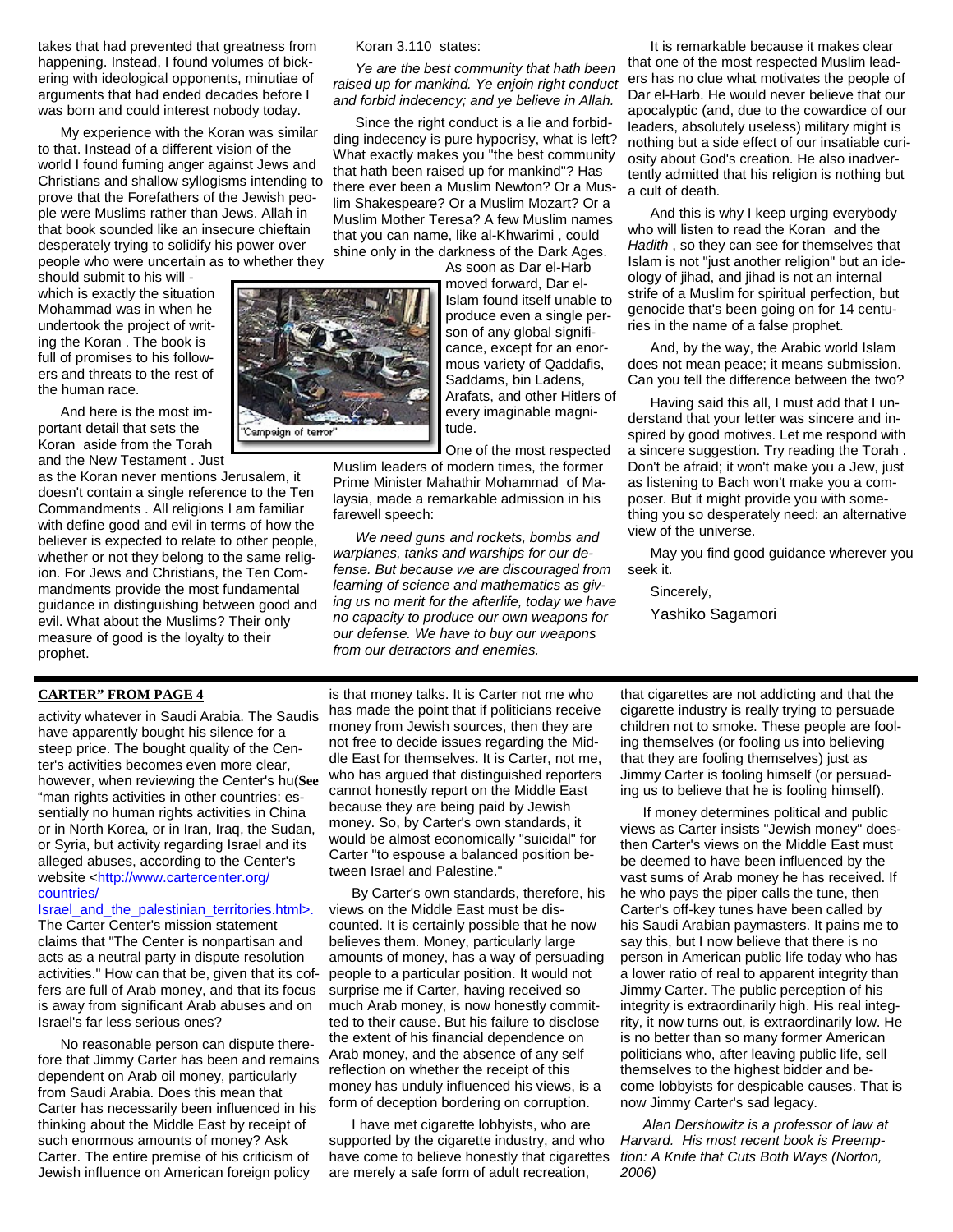takes that had prevented that greatness from happening. Instead, I found volumes of bickering with ideological opponents, minutiae of arguments that had ended decades before I was born and could interest nobody today.

My experience with the Koran was similar to that. Instead of a different vision of the world I found fuming anger against Jews and Christians and shallow syllogisms intending to prove that the Forefathers of the Jewish people were Muslims rather than Jews. Allah in that book sounded like an insecure chieftain desperately trying to solidify his power over people who were uncertain as to whether they should submit to his will - which is exactly the situation Mohammad was in when he undertook the project of writing the Koran . The book is full of promises to his followers and threats to the rest of the human race.

And here is the most important detail that sets the Koran aside from the Torah and the New Testament . Just as the Koran never mentions Jerusalem, it doesn't contain a single reference to the Ten Commandments . All religions I am familiar with define good and evil in terms of how the believer is expected to relate to other people, whether or not they belong to the same religion. For Jews and Christians, the Ten Commandments provide the most fundamental guidance in distinguishing between good and evil. What about the Muslims? Their only measure of good is the loyalty to their prophet.

Koran 3.110 states:

*Ye are the best community that hath been raised up for mankind. Ye enjoin right conduct and forbid indecency; and ye believe in Allah.*

Since the right conduct is a lie and forbidding indecency is pure hypocrisy, what is left? What exactly makes you "the best community that hath been raised up for mankind"? Has there ever been a Muslim Newton? Or a Muslim Shakespeare? Or a Muslim Mozart? Or a Muslim Mother Teresa? A few Muslim names that you can name, like al-Khwarimi , could shine only in the darkness of the Dark Ages.

"Campaign of terror"

As soon as Dar el-Harb moved forward, Dar el-Islam found itself unable to produce even a single person of any global significance, except for an enormous variety of Qaddafis, Saddams, bin Ladens, Arafats, and other Hitlers of every imaginable magnitude.

One of the most respected Muslim leaders of modern times, the former Prime Minister Mahathir Mohammad of Malaysia, made a remarkable admission in his farewell speech:

*We need guns and rockets, bombs and warplanes, tanks and warships for our defense. But because we are discouraged from learning of science and mathematics as giving us no merit for the afterlife, today we have no capacity to produce our own weapons for our defense. We have to buy our weapons from our detractors and enemies.*

It is remarkable because it makes clear that one of the most respected Muslim leaders has no clue what motivates the people of Dar el-Harb. He would never believe that our apocalyptic (and, due to the cowardice of our leaders, absolutely useless) military might is nothing but a side effect of our insatiable curiosity about God's creation. He also inadvertently admitted that his religion is nothing but a cult of death.

And this is why I keep urging everybody who will listen to read the Koran and the *Hadith* , so they can see for themselves that Islam is not "just another religion" but an ideology of jihad, and jihad is not an internal strife of a Muslim for spiritual perfection, but genocide that's been going on for 14 centuries in the name of a false prophet.

And, by the way, the Arabic world Islam does not mean peace; it means submission. Can you tell the difference between the two?

Having said this all, I must add that I understand that your letter was sincere and inspired by good motives. Let me respond with a sincere suggestion. Try reading the Torah . Don't be afraid; it won't make you a Jew, just as listening to Bach won't make you a composer. But it might provide you with something you so desperately need: an alternative view of the universe.

May you find good guidance wherever you seek it.

Sincerely,

Yashiko Sagamori

---

**CARTER" FROM PAGE 4**

activity whatever in Saudi Arabia. The Saudis have apparently bought his silence for a steep price. The bought quality of the Center's activities becomes even more clear, however, when reviewing the Center's hu(**See** "man rights activities in other countries: essentially no human rights activities in China or in North Korea, or in Iran, Iraq, the Sudan, or Syria, but activity regarding Israel and its alleged abuses, according to the Center's website <http://www.cartercenter.org/countries/Israel_and_the_palestinian_territories.html>. The Carter Center's mission statement claims that "The Center is nonpartisan and acts as a neutral party in dispute resolution activities." How can that be, given that its coffers are full of Arab money, and that its focus is away from significant Arab abuses and on Israel's far less serious ones?

No reasonable person can dispute therefore that Jimmy Carter has been and remains dependent on Arab oil money, particularly from Saudi Arabia. Does this mean that Carter has necessarily been influenced in his thinking about the Middle East by receipt of such enormous amounts of money? Ask Carter. The entire premise of his criticism of Jewish influence on American foreign policy is that money talks. It is Carter not me who has made the point that if politicians receive money from Jewish sources, then they are not free to decide issues regarding the Middle East for themselves. It is Carter, not me, who has argued that distinguished reporters cannot honestly report on the Middle East because they are being paid by Jewish money. So, by Carter's own standards, it would be almost economically "suicidal" for Carter "to espouse a balanced position between Israel and Palestine."

By Carter's own standards, therefore, his views on the Middle East must be discounted. It is certainly possible that he now believes them. Money, particularly large amounts of money, has a way of persuading people to a particular position. It would not surprise me if Carter, having received so much Arab money, is now honestly committed to their cause. But his failure to disclose the extent of his financial dependence on Arab money, and the absence of any self reflection on whether the receipt of this money has unduly influenced his views, is a form of deception bordering on corruption.

I have met cigarette lobbyists, who are supported by the cigarette industry, and who have come to believe honestly that cigarettes are merely a safe form of adult recreation, that cigarettes are not addicting and that the cigarette industry is really trying to persuade children not to smoke. These people are fooling themselves (or fooling us into believing that they are fooling themselves) just as Jimmy Carter is fooling himself (or persuading us to believe that he is fooling himself).

If money determines political and public views as Carter insists "Jewish money" doesthen Carter's views on the Middle East must be deemed to have been influenced by the vast sums of Arab money he has received. If he who pays the piper calls the tune, then Carter's off-key tunes have been called by his Saudi Arabian paymasters. It pains me to say this, but I now believe that there is no person in American public life today who has a lower ratio of real to apparent integrity than Jimmy Carter. The public perception of his integrity is extraordinarily high. His real integrity, it now turns out, is extraordinarily low. He is no better than so many former American politicians who, after leaving public life, sell themselves to the highest bidder and become lobbyists for despicable causes. That is now Jimmy Carter's sad legacy.

*Alan Dershowitz is a professor of law at Harvard. His most recent book is Preemption: A Knife that Cuts Both Ways (Norton, 2006)*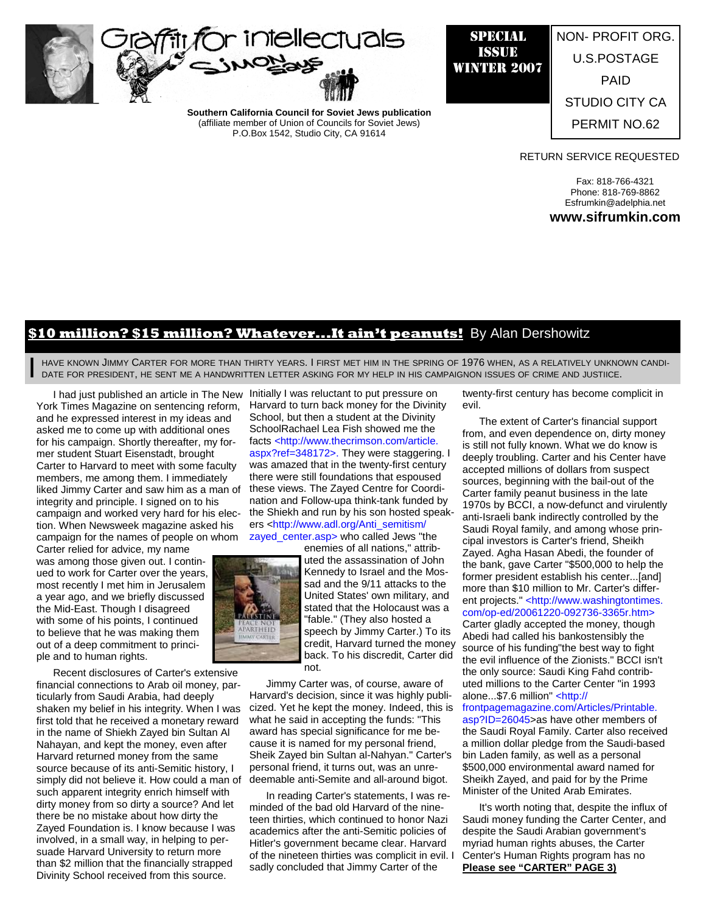# Graffiti for intellectuals

## SIMON Says

**Southern California Council for Soviet Jews publication**
(affiliate member of Union of Councils for Soviet Jews)
P.O.Box 1542, Studio City, CA 91614

**SPECIAL ISSUE WINTER 2007**

NON- PROFIT ORG.
U.S.POSTAGE
PAID
STUDIO CITY CA
PERMIT NO.62

RETURN SERVICE REQUESTED

Fax: 818-766-4321
Phone: 818-769-8862
Esfrumkin@adelphia.net
**www.sifrumkin.com**

## $10 million? $15 million? Whatever...It ain't peanuts! By Alan Dershowitz

I HAVE KNOWN JIMMY CARTER FOR MORE THAN THIRTY YEARS. I FIRST MET HIM IN THE SPRING OF 1976 WHEN, AS A RELATIVELY UNKNOWN CANDIDATE FOR PRESIDENT, HE SENT ME A HANDWRITTEN LETTER ASKING FOR MY HELP IN HIS CAMPAIGNON ISSUES OF CRIME AND JUSTIICE.

I had just published an article in The New York Times Magazine on sentencing reform, and he expressed interest in my ideas and asked me to come up with additional ones for his campaign. Shortly thereafter, my former student Stuart Eisenstadt, brought Carter to Harvard to meet with some faculty members, me among them. I immediately liked Jimmy Carter and saw him as a man of integrity and principle. I signed on to his campaign and worked very hard for his election. When Newsweek magazine asked his campaign for the names of people on whom Carter relied for advice, my name was among those given out. I continued to work for Carter over the years, most recently I met him in Jerusalem a year ago, and we briefly discussed the Mid-East. Though I disagreed with some of his points, I continued to believe that he was making them out of a deep commitment to principle and to human rights.

Recent disclosures of Carter's extensive financial connections to Arab oil money, particularly from Saudi Arabia, had deeply shaken my belief in his integrity. When I was first told that he received a monetary reward in the name of Shiekh Zayed bin Sultan Al Nahayan, and kept the money, even after Harvard returned money from the same source because of its anti-Semitic history, I simply did not believe it. How could a man of such apparent integrity enrich himself with dirty money from so dirty a source? And let there be no mistake about how dirty the Zayed Foundation is. I know because I was involved, in a small way, in helping to persuade Harvard University to return more than $2 million that the financially strapped Divinity School received from this source.

Initially I was reluctant to put pressure on Harvard to turn back money for the Divinity School, but then a student at the Divinity SchoolRachael Lea Fish showed me the facts <http://www.thecrimson.com/article.aspx?ref=348172>. They were staggering. I was amazed that in the twenty-first century there were still foundations that espoused these views. The Zayed Centre for Coordination and Follow-upa think-tank funded by the Shiekh and run by his son hosted speakers <http://www.adl.org/Anti_semitism/zayed_center.asp> who called Jews "the enemies of all nations," attributed the assassination of John Kennedy to Israel and the Mossad and the 9/11 attacks to the United States' own military, and stated that the Holocaust was a "fable." (They also hosted a speech by Jimmy Carter.) To its credit, Harvard turned the money back. To his discredit, Carter did not.

Jimmy Carter was, of course, aware of Harvard's decision, since it was highly publicized. Yet he kept the money. Indeed, this is what he said in accepting the funds: "This award has special significance for me because it is named for my personal friend, Sheik Zayed bin Sultan al-Nahyan." Carter's personal friend, it turns out, was an unredeemable anti-Semite and all-around bigot.

In reading Carter's statements, I was reminded of the bad old Harvard of the nineteen thirties, which continued to honor Nazi academics after the anti-Semitic policies of Hitler's government became clear. Harvard of the nineteen thirties was complicit in evil. I sadly concluded that Jimmy Carter of the twenty-first century has become complicit in evil.

The extent of Carter's financial support from, and even dependence on, dirty money is still not fully known. What we do know is deeply troubling. Carter and his Center have accepted millions of dollars from suspect sources, beginning with the bail-out of the Carter family peanut business in the late 1970s by BCCI, a now-defunct and virulently anti-Israeli bank indirectly controlled by the Saudi Royal family, and among whose principal investors is Carter's friend, Sheikh Zayed. Agha Hasan Abedi, the founder of the bank, gave Carter "$500,000 to help the former president establish his center...[and] more than $10 million to Mr. Carter's different projects." <http://www.washingtontimes.com/op-ed/20061220-092736-3365r.htm> Carter gladly accepted the money, though Abedi had called his bankostensibly the source of his funding"the best way to fight the evil influence of the Zionists." BCCI isn't the only source: Saudi King Fahd contributed millions to the Carter Center "in 1993 alone...$7.6 million" <http://frontpagemagazine.com/Articles/Printable.asp?ID=26045>as have other members of the Saudi Royal Family. Carter also received a million dollar pledge from the Saudi-based bin Laden family, as well as a personal $500,000 environmental award named for Sheikh Zayed, and paid for by the Prime Minister of the United Arab Emirates.

It's worth noting that, despite the influx of Saudi money funding the Carter Center, and despite the Saudi Arabian government's myriad human rights abuses, the Carter Center's Human Rights program has no

**Please see "CARTER" PAGE 3)**